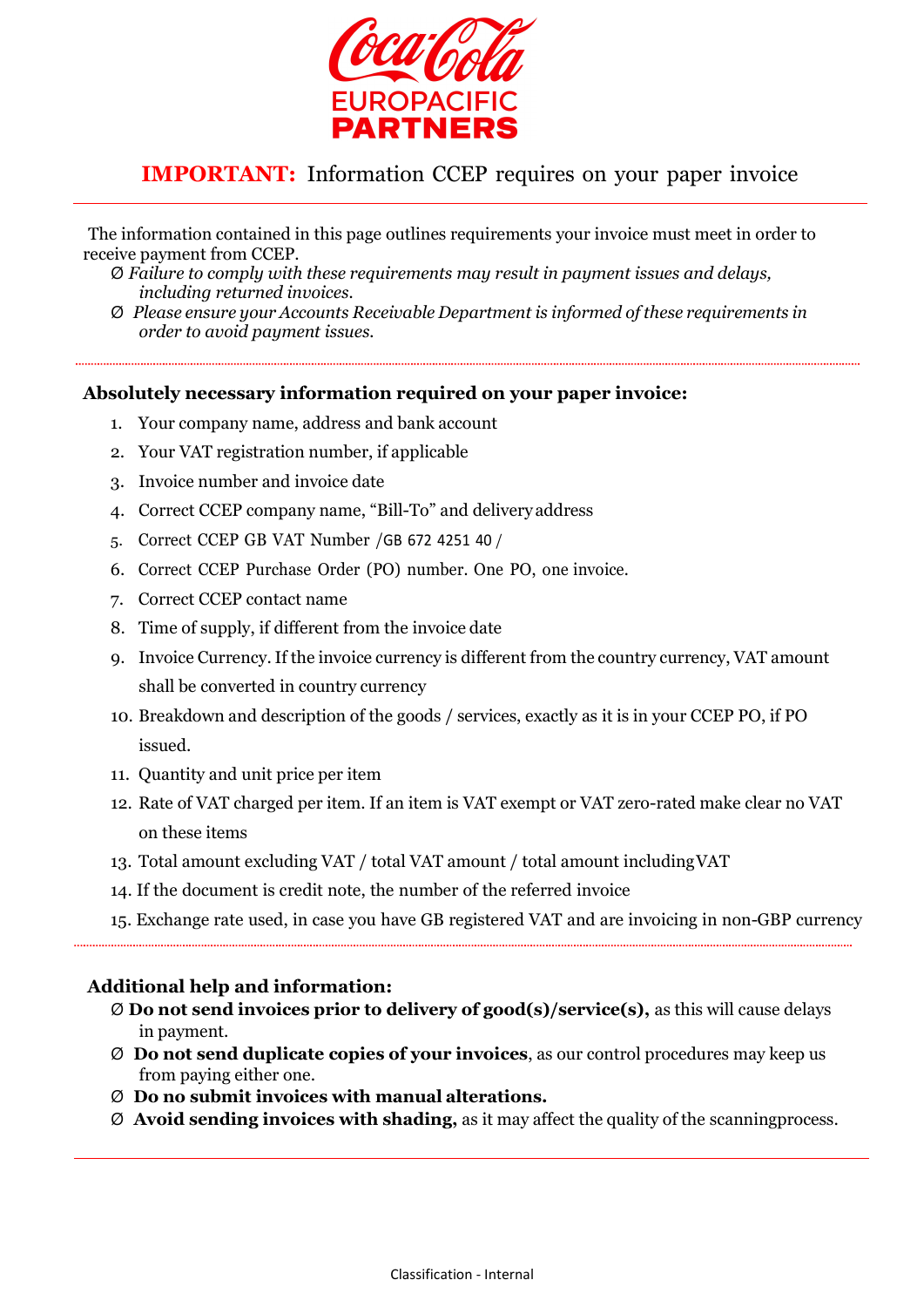Coca-Cola EUROPACIFIC PARTNERS

# **IMPORTANT:** Information CCEP requires on your paper invoice

The information contained in this page outlines requirements your invoice must meet in order to receive payment from CCEP.

- *Failure to comply with these requirements may result in payment issues and delays, including returned invoices.*
- *Please ensure your Accounts Receivable Department is informed of these requirements in order to avoid payment issues.*

**Absolutely necessary information required on your paper invoice:**

1. Your company name, address and bank account
2. Your VAT registration number, if applicable
3. Invoice number and invoice date
4. Correct CCEP company name, "Bill-To" and delivery address
5. Correct CCEP GB VAT Number /GB 672 4251 40 /
6. Correct CCEP Purchase Order (PO) number. One PO, one invoice.
7. Correct CCEP contact name
8. Time of supply, if different from the invoice date
9. Invoice Currency. If the invoice currency is different from the country currency, VAT amount shall be converted in country currency
10. Breakdown and description of the goods / services, exactly as it is in your CCEP PO, if PO issued.
11. Quantity and unit price per item
12. Rate of VAT charged per item. If an item is VAT exempt or VAT zero-rated make clear no VAT on these items
13. Total amount excluding VAT / total VAT amount / total amount including VAT
14. If the document is credit note, the number of the referred invoice
15. Exchange rate used, in case you have GB registered VAT and are invoicing in non-GBP currency

**Additional help and information:**

- **Do not send invoices prior to delivery of good(s)/service(s),** as this will cause delays in payment.
- **Do not send duplicate copies of your invoices**, as our control procedures may keep us from paying either one.
- **Do no submit invoices with manual alterations.**
- **Avoid sending invoices with shading,** as it may affect the quality of the scanningprocess.

Classification - Internal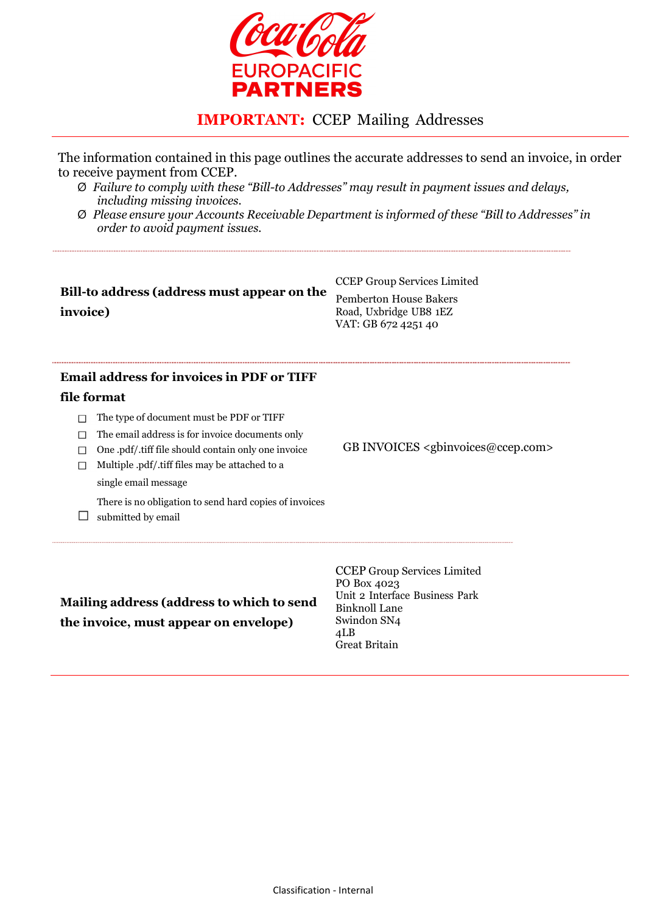**IMPORTANT:** CCEP Mailing Addresses

The information contained in this page outlines the accurate addresses to send an invoice, in order to receive payment from CCEP.

- *Failure to comply with these "Bill-to Addresses" may result in payment issues and delays, including missing invoices.*
- *Please ensure your Accounts Receivable Department is informed of these "Bill to Addresses" in order to avoid payment issues.*

---

**Bill-to address (address must appear on the invoice)**

CCEP Group Services Limited
Pemberton House Bakers
Road, Uxbridge UB8 1EZ
VAT: GB 672 4251 40

---

**Email address for invoices in PDF or TIFF file format**

- ☐ The type of document must be PDF or TIFF
- ☐ The email address is for invoice documents only
- ☐ One .pdf/.tiff file should contain only one invoice
- ☐ Multiple .pdf/.tiff files may be attached to a single email message
- ☐ There is no obligation to send hard copies of invoices submitted by email

GB INVOICES <gbinvoices@ccep.com>

---

**Mailing address (address to which to send the invoice, must appear on envelope)**

CCEP Group Services Limited
PO Box 4023
Unit 2 Interface Business Park
Binknoll Lane
Swindon SN4
4LB
Great Britain

Classification - Internal